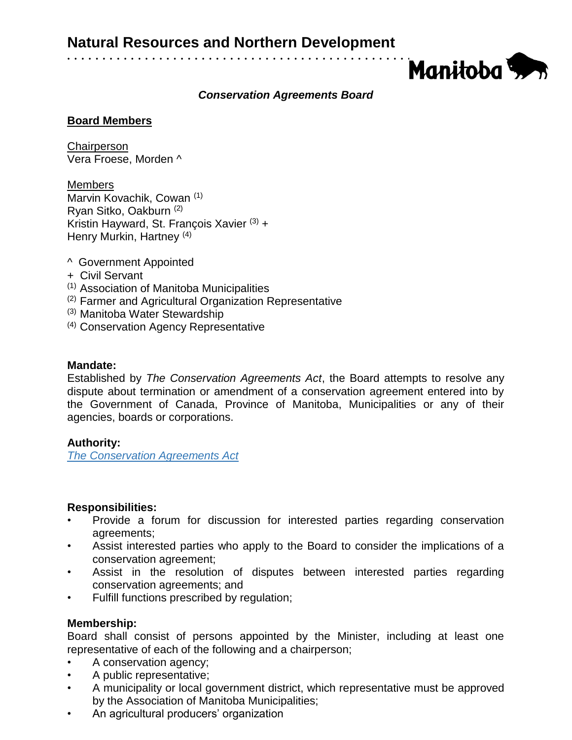# Natural Resources and Northern Development

Manitoba

***Conservation Agreements Board***

## Board Members

Chairperson
Vera Froese, Morden ^

Members
Marvin Kovachik, Cowan [(1)]
Ryan Sitko, Oakburn [(2)]
Kristin Hayward, St. François Xavier [(3)] +
Henry Murkin, Hartney [(4)]

^ Government Appointed
+ Civil Servant
[(1)] Association of Manitoba Municipalities
[(2)] Farmer and Agricultural Organization Representative
[(3)] Manitoba Water Stewardship
[(4)] Conservation Agency Representative

**Mandate:**
Established by *The Conservation Agreements Act*, the Board attempts to resolve any dispute about termination or amendment of a conservation agreement entered into by the Government of Canada, Province of Manitoba, Municipalities or any of their agencies, boards or corporations.

**Authority:**
*The Conservation Agreements Act*

**Responsibilities:**

- Provide a forum for discussion for interested parties regarding conservation agreements;
- Assist interested parties who apply to the Board to consider the implications of a conservation agreement;
- Assist in the resolution of disputes between interested parties regarding conservation agreements; and
- Fulfill functions prescribed by regulation;

**Membership:**
Board shall consist of persons appointed by the Minister, including at least one representative of each of the following and a chairperson;

- A conservation agency;
- A public representative;
- A municipality or local government district, which representative must be approved by the Association of Manitoba Municipalities;
- An agricultural producers' organization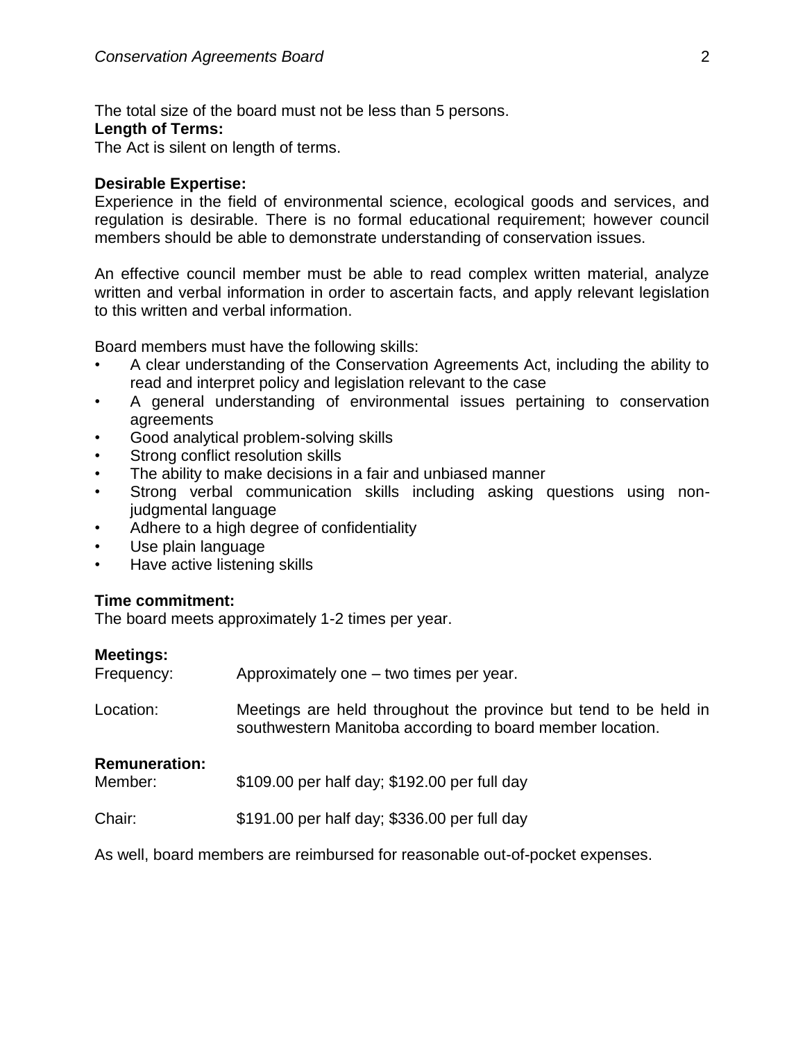The total size of the board must not be less than 5 persons.

**Length of Terms:**

The Act is silent on length of terms.

**Desirable Expertise:**

Experience in the field of environmental science, ecological goods and services, and regulation is desirable. There is no formal educational requirement; however council members should be able to demonstrate understanding of conservation issues.

An effective council member must be able to read complex written material, analyze written and verbal information in order to ascertain facts, and apply relevant legislation to this written and verbal information.

Board members must have the following skills:

- A clear understanding of the Conservation Agreements Act, including the ability to read and interpret policy and legislation relevant to the case
- A general understanding of environmental issues pertaining to conservation agreements
- Good analytical problem-solving skills
- Strong conflict resolution skills
- The ability to make decisions in a fair and unbiased manner
- Strong verbal communication skills including asking questions using non-judgmental language
- Adhere to a high degree of confidentiality
- Use plain language
- Have active listening skills

**Time commitment:**

The board meets approximately 1-2 times per year.

**Meetings:**

| | |
|---|---|
| Frequency: | Approximately one – two times per year. |
| Location: | Meetings are held throughout the province but tend to be held in southwestern Manitoba according to board member location. |

**Remuneration:**

| | |
|---|---|
| Member: | $109.00 per half day; $192.00 per full day |
| Chair: | $191.00 per half day; $336.00 per full day |

As well, board members are reimbursed for reasonable out-of-pocket expenses.